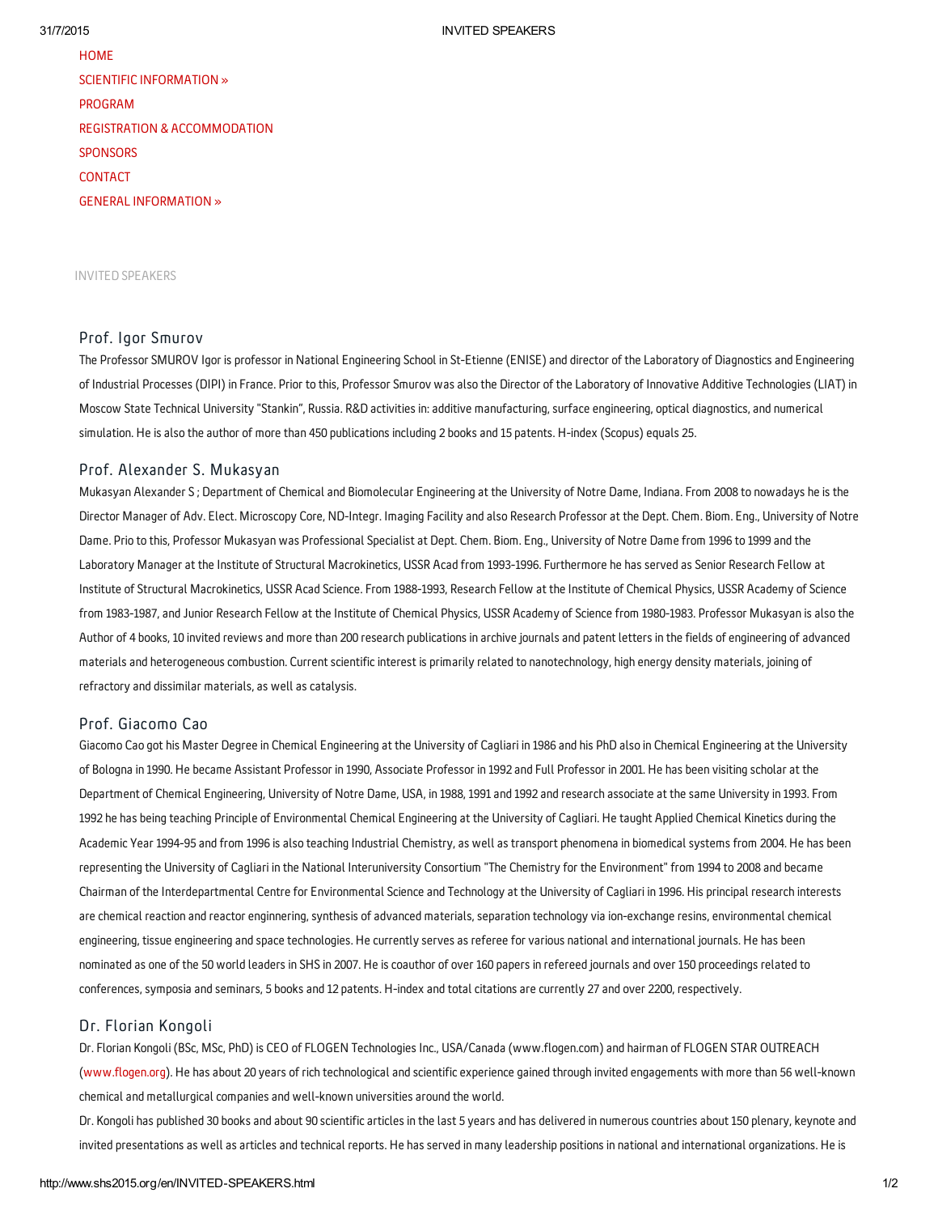- HOME
- SCIENTIFIC INFORMATION »
- PROGRAM
- REGISTRATION & ACCOMMODATION
- SPONSORS
- CONTACT
- GENERAL INFORMATION »

INVITED SPEAKERS

## Prof. Igor Smurov

The Professor SMUROV Igor is professor in National Engineering School in St-Etienne (ENISE) and director of the Laboratory of Diagnostics and Engineering of Industrial Processes (DIPI) in France. Prior to this, Professor Smurov was also the Director of the Laboratory of Innovative Additive Technologies (LIAT) in Moscow State Technical University "Stankin", Russia. R&D activities in: additive manufacturing, surface engineering, optical diagnostics, and numerical simulation. He is also the author of more than 450 publications including 2 books and 15 patents. H-index (Scopus) equals 25.

## Prof. Alexander S. Mukasyan

Mukasyan Alexander S ; Department of Chemical and Biomolecular Engineering at the University of Notre Dame, Indiana. From 2008 to nowadays he is the Director Manager of Adv. Elect. Microscopy Core, ND-Integr. Imaging Facility and also Research Professor at the Dept. Chem. Biom. Eng., University of Notre Dame. Prio to this, Professor Mukasyan was Professional Specialist at Dept. Chem. Biom. Eng., University of Notre Dame from 1996 to 1999 and the Laboratory Manager at the Institute of Structural Macrokinetics, USSR Acad from 1993-1996. Furthermore he has served as Senior Research Fellow at Institute of Structural Macrokinetics, USSR Acad Science. From 1988-1993, Research Fellow at the Institute of Chemical Physics, USSR Academy of Science from 1983-1987, and Junior Research Fellow at the Institute of Chemical Physics, USSR Academy of Science from 1980-1983. Professor Mukasyan is also the Author of 4 books, 10 invited reviews and more than 200 research publications in archive journals and patent letters in the fields of engineering of advanced materials and heterogeneous combustion. Current scientific interest is primarily related to nanotechnology, high energy density materials, joining of refractory and dissimilar materials, as well as catalysis.

## Prof. Giacomo Cao

Giacomo Cao got his Master Degree in Chemical Engineering at the University of Cagliari in 1986 and his PhD also in Chemical Engineering at the University of Bologna in 1990. He became Assistant Professor in 1990, Associate Professor in 1992 and Full Professor in 2001. He has been visiting scholar at the Department of Chemical Engineering, University of Notre Dame, USA, in 1988, 1991 and 1992 and research associate at the same University in 1993. From 1992 he has being teaching Principle of Environmental Chemical Engineering at the University of Cagliari. He taught Applied Chemical Kinetics during the Academic Year 1994-95 and from 1996 is also teaching Industrial Chemistry, as well as transport phenomena in biomedical systems from 2004. He has been representing the University of Cagliari in the National Interuniversity Consortium "The Chemistry for the Environment" from 1994 to 2008 and became Chairman of the Interdepartmental Centre for Environmental Science and Technology at the University of Cagliari in 1996. His principal research interests are chemical reaction and reactor enginnering, synthesis of advanced materials, separation technology via ion-exchange resins, environmental chemical engineering, tissue engineering and space technologies. He currently serves as referee for various national and international journals. He has been nominated as one of the 50 world leaders in SHS in 2007. He is coauthor of over 160 papers in refereed journals and over 150 proceedings related to conferences, symposia and seminars, 5 books and 12 patents. H-index and total citations are currently 27 and over 2200, respectively.

## Dr. Florian Kongoli

Dr. Florian Kongoli (BSc, MSc, PhD) is CEO of FLOGEN Technologies Inc., USA/Canada (www.flogen.com) and hairman of FLOGEN STAR OUTREACH (www.flogen.org). He has about 20 years of rich technological and scientific experience gained through invited engagements with more than 56 well-known chemical and metallurgical companies and well-known universities around the world.

Dr. Kongoli has published 30 books and about 90 scientific articles in the last 5 years and has delivered in numerous countries about 150 plenary, keynote and invited presentations as well as articles and technical reports. He has served in many leadership positions in national and international organizations. He is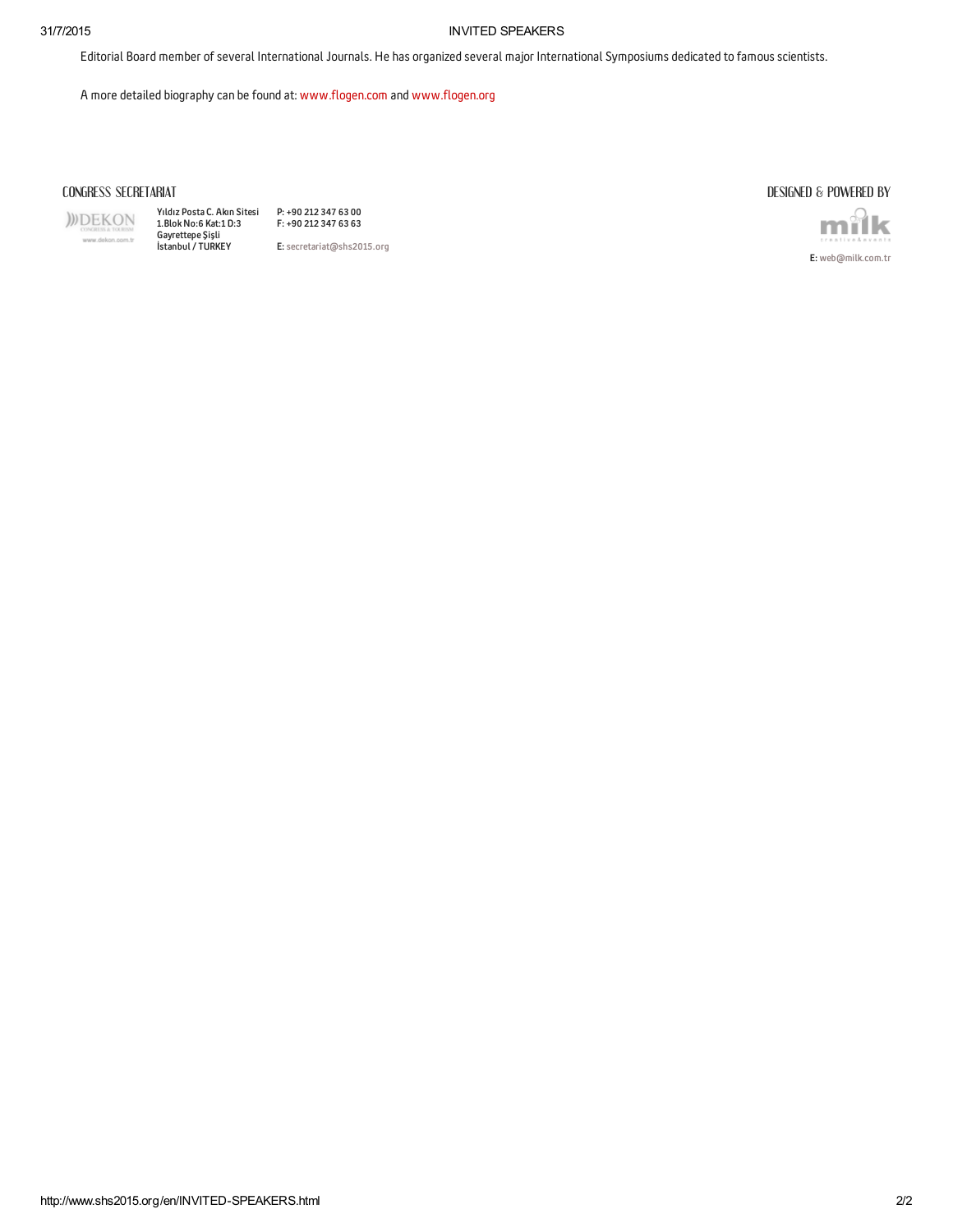Editorial Board member of several International Journals. He has organized several major International Symposiums dedicated to famous scientists.

A more detailed biography can be found at: www.flogen.com and www.flogen.org

## CONGRESS SECRETARIAT

DEKON

Yıldız Posta C. Akın Sitesi
1.Blok No:6 Kat:1 D:3
Gayrettepe Şişli
İstanbul / TURKEY

P: +90 212 347 63 00
F: +90 212 347 63 63

E: secretariat@shs2015.org

## DESIGNED & POWERED BY

milk

E: web@milk.com.tr